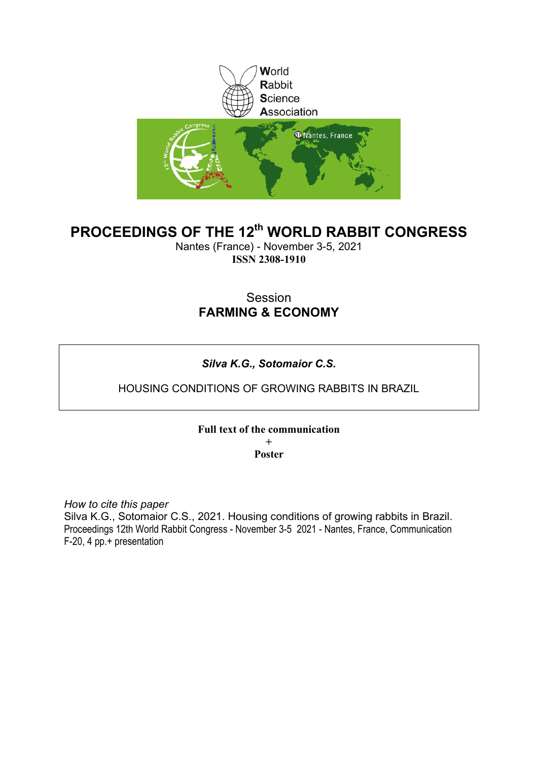World
Rabbit
Science
Association

# PROCEEDINGS OF THE 12th WORLD RABBIT CONGRESS

Nantes (France) - November 3-5, 2021
**ISSN 2308-1910**

Session
**FARMING & ECONOMY**

***Silva K.G., Sotomaior C.S.***

HOUSING CONDITIONS OF GROWING RABBITS IN BRAZIL

**Full text of the communication**
**+**
**Poster**

*How to cite this paper*
Silva K.G., Sotomaior C.S., 2021. Housing conditions of growing rabbits in Brazil. Proceedings 12th World Rabbit Congress - November 3-5 2021 - Nantes, France, Communication F-20, 4 pp.+ presentation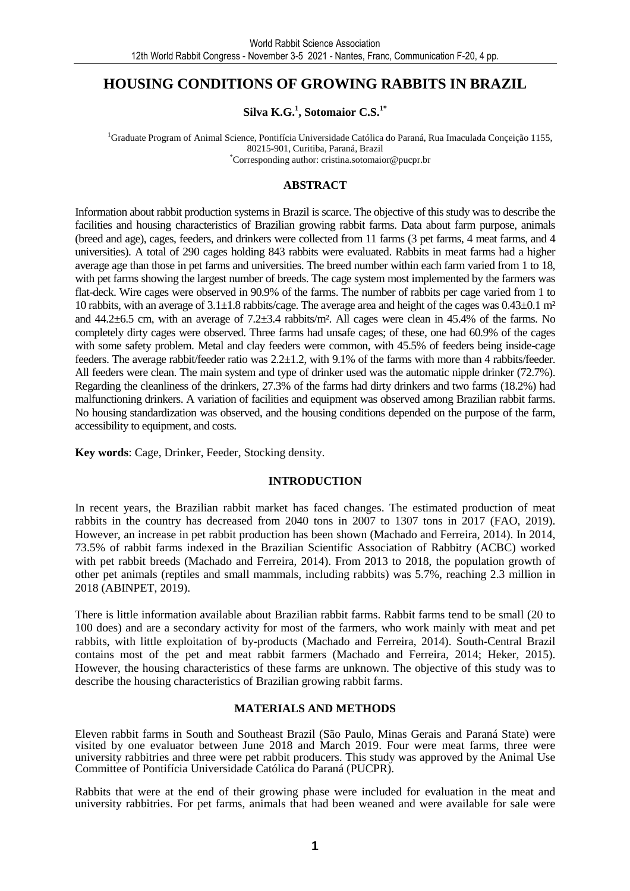# HOUSING CONDITIONS OF GROWING RABBITS IN BRAZIL

**Silva K.G.[1], Sotomaior C.S.[1*]**

[1]Graduate Program of Animal Science, Pontifícia Universidade Católica do Paraná, Rua Imaculada Conçeição 1155, 80215-901, Curitiba, Paraná, Brazil
[*]Corresponding author: cristina.sotomaior@pucpr.br

## ABSTRACT

Information about rabbit production systems in Brazil is scarce. The objective of this study was to describe the facilities and housing characteristics of Brazilian growing rabbit farms. Data about farm purpose, animals (breed and age), cages, feeders, and drinkers were collected from 11 farms (3 pet farms, 4 meat farms, and 4 universities). A total of 290 cages holding 843 rabbits were evaluated. Rabbits in meat farms had a higher average age than those in pet farms and universities. The breed number within each farm varied from 1 to 18, with pet farms showing the largest number of breeds. The cage system most implemented by the farmers was flat-deck. Wire cages were observed in 90.9% of the farms. The number of rabbits per cage varied from 1 to 10 rabbits, with an average of 3.1±1.8 rabbits/cage. The average area and height of the cages was 0.43±0.1 m² and 44.2±6.5 cm, with an average of 7.2±3.4 rabbits/m². All cages were clean in 45.4% of the farms. No completely dirty cages were observed. Three farms had unsafe cages; of these, one had 60.9% of the cages with some safety problem. Metal and clay feeders were common, with 45.5% of feeders being inside-cage feeders. The average rabbit/feeder ratio was 2.2±1.2, with 9.1% of the farms with more than 4 rabbits/feeder. All feeders were clean. The main system and type of drinker used was the automatic nipple drinker (72.7%). Regarding the cleanliness of the drinkers, 27.3% of the farms had dirty drinkers and two farms (18.2%) had malfunctioning drinkers. A variation of facilities and equipment was observed among Brazilian rabbit farms. No housing standardization was observed, and the housing conditions depended on the purpose of the farm, accessibility to equipment, and costs.

**Key words**: Cage, Drinker, Feeder, Stocking density.

## INTRODUCTION

In recent years, the Brazilian rabbit market has faced changes. The estimated production of meat rabbits in the country has decreased from 2040 tons in 2007 to 1307 tons in 2017 (FAO, 2019). However, an increase in pet rabbit production has been shown (Machado and Ferreira, 2014). In 2014, 73.5% of rabbit farms indexed in the Brazilian Scientific Association of Rabbitry (ACBC) worked with pet rabbit breeds (Machado and Ferreira, 2014). From 2013 to 2018, the population growth of other pet animals (reptiles and small mammals, including rabbits) was 5.7%, reaching 2.3 million in 2018 (ABINPET, 2019).

There is little information available about Brazilian rabbit farms. Rabbit farms tend to be small (20 to 100 does) and are a secondary activity for most of the farmers, who work mainly with meat and pet rabbits, with little exploitation of by-products (Machado and Ferreira, 2014). South-Central Brazil contains most of the pet and meat rabbit farmers (Machado and Ferreira, 2014; Heker, 2015). However, the housing characteristics of these farms are unknown. The objective of this study was to describe the housing characteristics of Brazilian growing rabbit farms.

## MATERIALS AND METHODS

Eleven rabbit farms in South and Southeast Brazil (São Paulo, Minas Gerais and Paraná State) were visited by one evaluator between June 2018 and March 2019. Four were meat farms, three were university rabbitries and three were pet rabbit producers. This study was approved by the Animal Use Committee of Pontifícia Universidade Católica do Paraná (PUCPR).

Rabbits that were at the end of their growing phase were included for evaluation in the meat and university rabbitries. For pet farms, animals that had been weaned and were available for sale were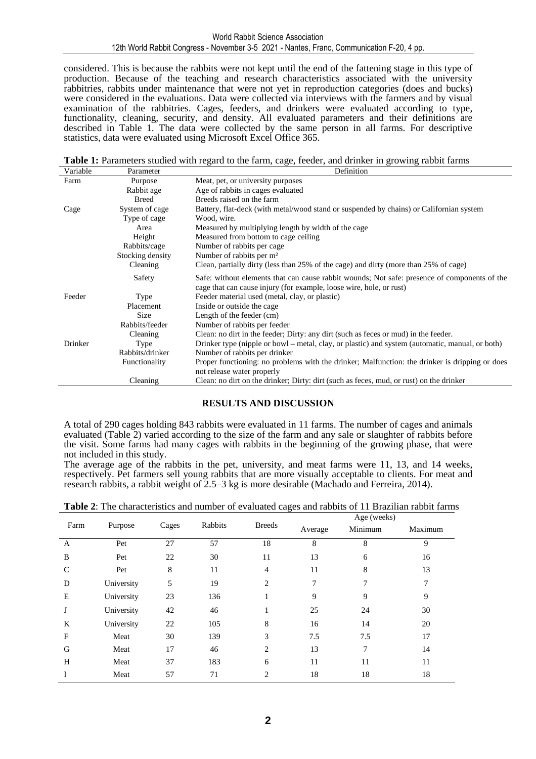considered. This is because the rabbits were not kept until the end of the fattening stage in this type of production. Because of the teaching and research characteristics associated with the university rabbitries, rabbits under maintenance that were not yet in reproduction categories (does and bucks) were considered in the evaluations. Data were collected via interviews with the farmers and by visual examination of the rabbitries. Cages, feeders, and drinkers were evaluated according to type, functionality, cleaning, security, and density. All evaluated parameters and their definitions are described in Table 1. The data were collected by the same person in all farms. For descriptive statistics, data were evaluated using Microsoft Excel Office 365.

**Table 1:** Parameters studied with regard to the farm, cage, feeder, and drinker in growing rabbit farms

| Variable | Parameter | Definition |
|---|---|---|
| Farm | Purpose | Meat, pet, or university purposes |
| | Rabbit age | Age of rabbits in cages evaluated |
| | Breed | Breeds raised on the farm |
| Cage | System of cage | Battery, flat-deck (with metal/wood stand or suspended by chains) or Californian system |
| | Type of cage | Wood, wire. |
| | Area | Measured by multiplying length by width of the cage |
| | Height | Measured from bottom to cage ceiling |
| | Rabbits/cage | Number of rabbits per cage |
| | Stocking density | Number of rabbits per m² |
| | Cleaning | Clean, partially dirty (less than 25% of the cage) and dirty (more than 25% of cage) |
| | Safety | Safe: without elements that can cause rabbit wounds; Not safe: presence of components of the cage that can cause injury (for example, loose wire, hole, or rust) |
| Feeder | Type | Feeder material used (metal, clay, or plastic) |
| | Placement | Inside or outside the cage |
| | Size | Length of the feeder (cm) |
| | Rabbits/feeder | Number of rabbits per feeder |
| | Cleaning | Clean: no dirt in the feeder; Dirty: any dirt (such as feces or mud) in the feeder. |
| Drinker | Type | Drinker type (nipple or bowl – metal, clay, or plastic) and system (automatic, manual, or both) |
| | Rabbits/drinker | Number of rabbits per drinker |
| | Functionality | Proper functioning: no problems with the drinker; Malfunction: the drinker is dripping or does not release water properly |
| | Cleaning | Clean: no dirt on the drinker; Dirty: dirt (such as feces, mud, or rust) on the drinker |

## RESULTS AND DISCUSSION

A total of 290 cages holding 843 rabbits were evaluated in 11 farms. The number of cages and animals evaluated (Table 2) varied according to the size of the farm and any sale or slaughter of rabbits before the visit. Some farms had many cages with rabbits in the beginning of the growing phase, that were not included in this study.

The average age of the rabbits in the pet, university, and meat farms were 11, 13, and 14 weeks, respectively. Pet farmers sell young rabbits that are more visually acceptable to clients. For meat and research rabbits, a rabbit weight of 2.5–3 kg is more desirable (Machado and Ferreira, 2014).

**Table 2**: The characteristics and number of evaluated cages and rabbits of 11 Brazilian rabbit farms

| Farm | Purpose | Cages | Rabbits | Breeds | Age (weeks) | | |
|---|---|---|---|---|---|---|---|
| | | | | | Average | Minimum | Maximum |
| A | Pet | 27 | 57 | 18 | 8 | 8 | 9 |
| B | Pet | 22 | 30 | 11 | 13 | 6 | 16 |
| C | Pet | 8 | 11 | 4 | 11 | 8 | 13 |
| D | University | 5 | 19 | 2 | 7 | 7 | 7 |
| E | University | 23 | 136 | 1 | 9 | 9 | 9 |
| J | University | 42 | 46 | 1 | 25 | 24 | 30 |
| K | University | 22 | 105 | 8 | 16 | 14 | 20 |
| F | Meat | 30 | 139 | 3 | 7.5 | 7.5 | 17 |
| G | Meat | 17 | 46 | 2 | 13 | 7 | 14 |
| H | Meat | 37 | 183 | 6 | 11 | 11 | 11 |
| I | Meat | 57 | 71 | 2 | 18 | 18 | 18 |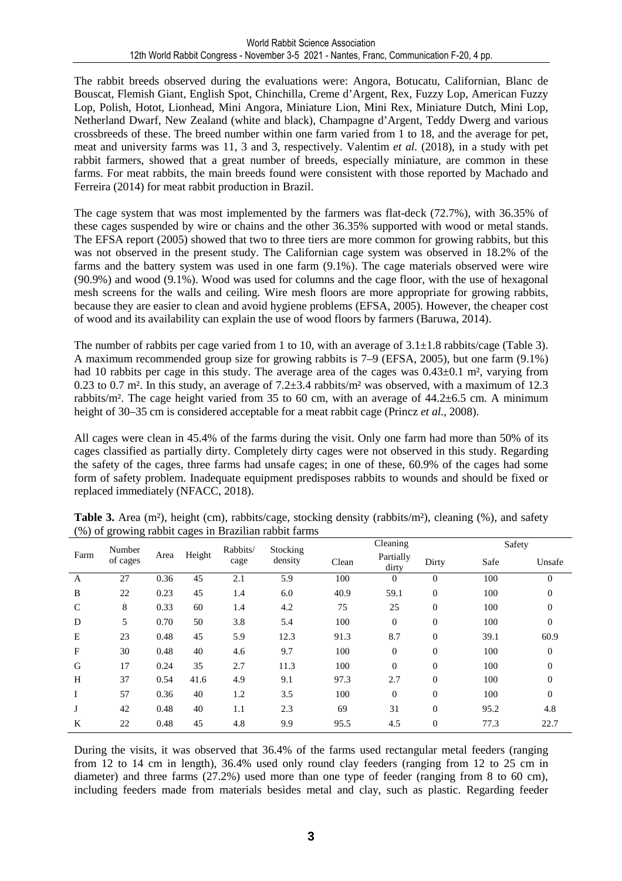The rabbit breeds observed during the evaluations were: Angora, Botucatu, Californian, Blanc de Bouscat, Flemish Giant, English Spot, Chinchilla, Creme d'Argent, Rex, Fuzzy Lop, American Fuzzy Lop, Polish, Hotot, Lionhead, Mini Angora, Miniature Lion, Mini Rex, Miniature Dutch, Mini Lop, Netherland Dwarf, New Zealand (white and black), Champagne d'Argent, Teddy Dwerg and various crossbreeds of these. The breed number within one farm varied from 1 to 18, and the average for pet, meat and university farms was 11, 3 and 3, respectively. Valentim *et al.* (2018), in a study with pet rabbit farmers, showed that a great number of breeds, especially miniature, are common in these farms. For meat rabbits, the main breeds found were consistent with those reported by Machado and Ferreira (2014) for meat rabbit production in Brazil.

The cage system that was most implemented by the farmers was flat-deck (72.7%), with 36.35% of these cages suspended by wire or chains and the other 36.35% supported with wood or metal stands. The EFSA report (2005) showed that two to three tiers are more common for growing rabbits, but this was not observed in the present study. The Californian cage system was observed in 18.2% of the farms and the battery system was used in one farm (9.1%). The cage materials observed were wire (90.9%) and wood (9.1%). Wood was used for columns and the cage floor, with the use of hexagonal mesh screens for the walls and ceiling. Wire mesh floors are more appropriate for growing rabbits, because they are easier to clean and avoid hygiene problems (EFSA, 2005). However, the cheaper cost of wood and its availability can explain the use of wood floors by farmers (Baruwa, 2014).

The number of rabbits per cage varied from 1 to 10, with an average of 3.1±1.8 rabbits/cage (Table 3). A maximum recommended group size for growing rabbits is 7–9 (EFSA, 2005), but one farm (9.1%) had 10 rabbits per cage in this study. The average area of the cages was 0.43±0.1 m², varying from 0.23 to 0.7 m². In this study, an average of 7.2±3.4 rabbits/m² was observed, with a maximum of 12.3 rabbits/m². The cage height varied from 35 to 60 cm, with an average of 44.2±6.5 cm. A minimum height of 30–35 cm is considered acceptable for a meat rabbit cage (Princz *et al.*, 2008).

All cages were clean in 45.4% of the farms during the visit. Only one farm had more than 50% of its cages classified as partially dirty. Completely dirty cages were not observed in this study. Regarding the safety of the cages, three farms had unsafe cages; in one of these, 60.9% of the cages had some form of safety problem. Inadequate equipment predisposes rabbits to wounds and should be fixed or replaced immediately (NFACC, 2018).

**Table 3.** Area (m²), height (cm), rabbits/cage, stocking density (rabbits/m²), cleaning (%), and safety (%) of growing rabbit cages in Brazilian rabbit farms

| Farm | Number of cages | Area | Height | Rabbits/ cage | Stocking density | Cleaning | | | Safety | |
|---|---|---|---|---|---|---|---|---|---|---|
| | | | | | | Clean | Partially dirty | Dirty | Safe | Unsafe |
| A | 27 | 0.36 | 45 | 2.1 | 5.9 | 100 | 0 | 0 | 100 | 0 |
| B | 22 | 0.23 | 45 | 1.4 | 6.0 | 40.9 | 59.1 | 0 | 100 | 0 |
| C | 8 | 0.33 | 60 | 1.4 | 4.2 | 75 | 25 | 0 | 100 | 0 |
| D | 5 | 0.70 | 50 | 3.8 | 5.4 | 100 | 0 | 0 | 100 | 0 |
| E | 23 | 0.48 | 45 | 5.9 | 12.3 | 91.3 | 8.7 | 0 | 39.1 | 60.9 |
| F | 30 | 0.48 | 40 | 4.6 | 9.7 | 100 | 0 | 0 | 100 | 0 |
| G | 17 | 0.24 | 35 | 2.7 | 11.3 | 100 | 0 | 0 | 100 | 0 |
| H | 37 | 0.54 | 41.6 | 4.9 | 9.1 | 97.3 | 2.7 | 0 | 100 | 0 |
| I | 57 | 0.36 | 40 | 1.2 | 3.5 | 100 | 0 | 0 | 100 | 0 |
| J | 42 | 0.48 | 40 | 1.1 | 2.3 | 69 | 31 | 0 | 95.2 | 4.8 |
| K | 22 | 0.48 | 45 | 4.8 | 9.9 | 95.5 | 4.5 | 0 | 77.3 | 22.7 |

During the visits, it was observed that 36.4% of the farms used rectangular metal feeders (ranging from 12 to 14 cm in length), 36.4% used only round clay feeders (ranging from 12 to 25 cm in diameter) and three farms (27.2%) used more than one type of feeder (ranging from 8 to 60 cm), including feeders made from materials besides metal and clay, such as plastic. Regarding feeder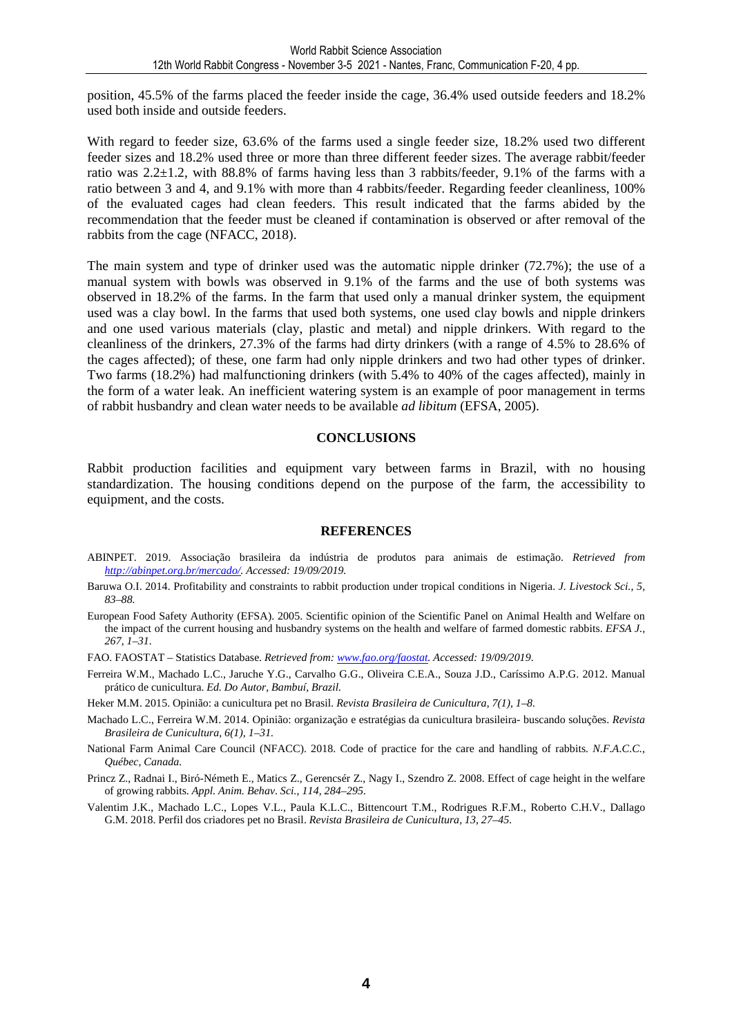position, 45.5% of the farms placed the feeder inside the cage, 36.4% used outside feeders and 18.2% used both inside and outside feeders.

With regard to feeder size, 63.6% of the farms used a single feeder size, 18.2% used two different feeder sizes and 18.2% used three or more than three different feeder sizes. The average rabbit/feeder ratio was 2.2±1.2, with 88.8% of farms having less than 3 rabbits/feeder, 9.1% of the farms with a ratio between 3 and 4, and 9.1% with more than 4 rabbits/feeder. Regarding feeder cleanliness, 100% of the evaluated cages had clean feeders. This result indicated that the farms abided by the recommendation that the feeder must be cleaned if contamination is observed or after removal of the rabbits from the cage (NFACC, 2018).

The main system and type of drinker used was the automatic nipple drinker (72.7%); the use of a manual system with bowls was observed in 9.1% of the farms and the use of both systems was observed in 18.2% of the farms. In the farm that used only a manual drinker system, the equipment used was a clay bowl. In the farms that used both systems, one used clay bowls and nipple drinkers and one used various materials (clay, plastic and metal) and nipple drinkers. With regard to the cleanliness of the drinkers, 27.3% of the farms had dirty drinkers (with a range of 4.5% to 28.6% of the cages affected); of these, one farm had only nipple drinkers and two had other types of drinker. Two farms (18.2%) had malfunctioning drinkers (with 5.4% to 40% of the cages affected), mainly in the form of a water leak. An inefficient watering system is an example of poor management in terms of rabbit husbandry and clean water needs to be available *ad libitum* (EFSA, 2005).

## CONCLUSIONS

Rabbit production facilities and equipment vary between farms in Brazil, with no housing standardization. The housing conditions depend on the purpose of the farm, the accessibility to equipment, and the costs.

## REFERENCES

ABINPET. 2019. Associação brasileira da indústria de produtos para animais de estimação. *Retrieved from http://abinpet.org.br/mercado/. Accessed: 19/09/2019.*

Baruwa O.I. 2014. Profitability and constraints to rabbit production under tropical conditions in Nigeria. *J. Livestock Sci., 5, 83–88.*

European Food Safety Authority (EFSA). 2005. Scientific opinion of the Scientific Panel on Animal Health and Welfare on the impact of the current housing and husbandry systems on the health and welfare of farmed domestic rabbits. *EFSA J., 267, 1–31.*

FAO. FAOSTAT – Statistics Database. *Retrieved from: www.fao.org/faostat. Accessed: 19/09/2019.*

Ferreira W.M., Machado L.C., Jaruche Y.G., Carvalho G.G., Oliveira C.E.A., Souza J.D., Caríssimo A.P.G. 2012. Manual prático de cunicultura. *Ed. Do Autor, Bambuí, Brazil.*

Heker M.M. 2015. Opinião: a cunicultura pet no Brasil. *Revista Brasileira de Cunicultura, 7(1), 1–8.*

Machado L.C., Ferreira W.M. 2014. Opinião: organização e estratégias da cunicultura brasileira- buscando soluções. *Revista Brasileira de Cunicultura, 6(1), 1–31.*

National Farm Animal Care Council (NFACC). 2018. Code of practice for the care and handling of rabbits. *N.F.A.C.C., Québec, Canada.*

Princz Z., Radnai I., Biró-Németh E., Matics Z., Gerencsér Z., Nagy I., Szendro Z. 2008. Effect of cage height in the welfare of growing rabbits. *Appl. Anim. Behav. Sci., 114, 284–295.*

Valentim J.K., Machado L.C., Lopes V.L., Paula K.L.C., Bittencourt T.M., Rodrigues R.F.M., Roberto C.H.V., Dallago G.M. 2018. Perfil dos criadores pet no Brasil. *Revista Brasileira de Cunicultura, 13, 27–45.*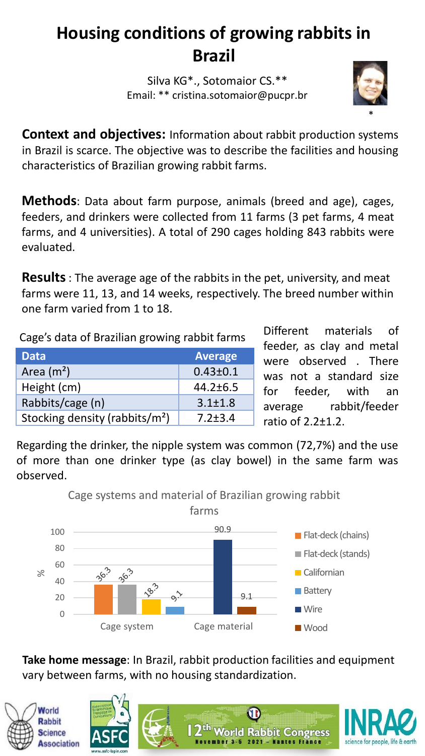# Housing conditions of growing rabbits in Brazil

Silva KG*., Sotomaior CS.**
Email: ** cristina.sotomaior@pucpr.br

*

**Context and objectives:** Information about rabbit production systems in Brazil is scarce. The objective was to describe the facilities and housing characteristics of Brazilian growing rabbit farms.

**Methods**: Data about farm purpose, animals (breed and age), cages, feeders, and drinkers were collected from 11 farms (3 pet farms, 4 meat farms, and 4 universities). A total of 290 cages holding 843 rabbits were evaluated.

**Results** : The average age of the rabbits in the pet, university, and meat farms were 11, 13, and 14 weeks, respectively. The breed number within one farm varied from 1 to 18.

Cage's data of Brazilian growing rabbit farms

| Data | Average |
|---|---|
| Area ($m^2$) | 0.43±0.1 |
| Height (cm) | 44.2±6.5 |
| Rabbits/cage (n) | 3.1±1.8 |
| Stocking density (rabbits/$m^2$) | 7.2±3.4 |

Different materials of feeder, as clay and metal were observed . There was not a standard size for feeder, with an average rabbit/feeder ratio of 2.2±1.2.

Regarding the drinker, the nipple system was common (72,7%) and the use of more than one drinker type (as clay bowel) in the same farm was observed.

Cage systems and material of Brazilian growing rabbit farms

%
100
80
60
40
20
0

36.3
36.3
18.3
9.1
90.9
9.1

Cage system
Cage material

Flat-deck (chains)
Flat-deck (stands)
Californian
Battery
Wire
Wood

**Take home message**: In Brazil, rabbit production facilities and equipment vary between farms, with no housing standardization.

World Rabbit Science Association
ASFC
www.asfc-lapin.com
12th World Rabbit Congress
November 3-5 2021 – Nantes France
INRAE
science for people, life & earth